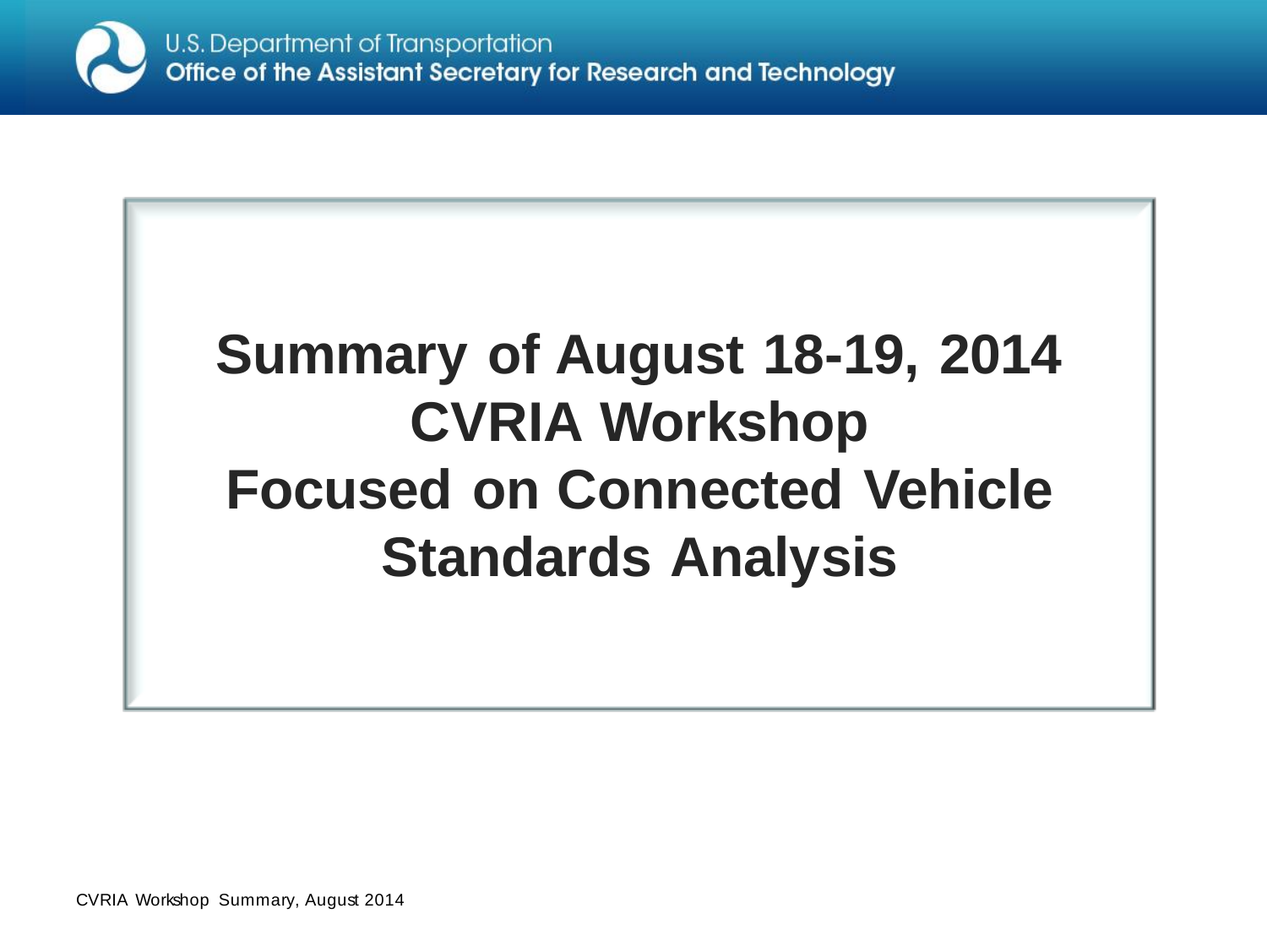U.S. Department of Transportation
Office of the Assistant Secretary for Research and Technology

# Summary of August 18-19, 2014 CVRIA Workshop Focused on Connected Vehicle Standards Analysis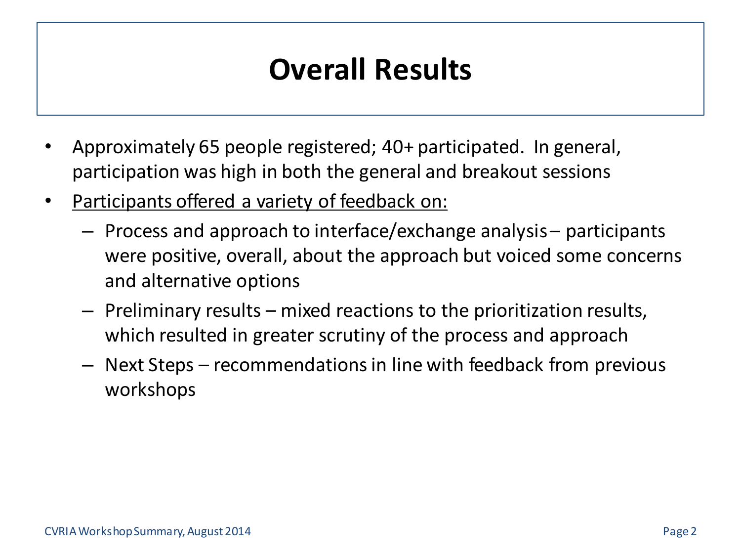# Overall Results

- Approximately 65 people registered; 40+ participated. In general, participation was high in both the general and breakout sessions
- Participants offered a variety of feedback on:
  - Process and approach to interface/exchange analysis – participants were positive, overall, about the approach but voiced some concerns and alternative options
  - Preliminary results – mixed reactions to the prioritization results, which resulted in greater scrutiny of the process and approach
  - Next Steps – recommendations in line with feedback from previous workshops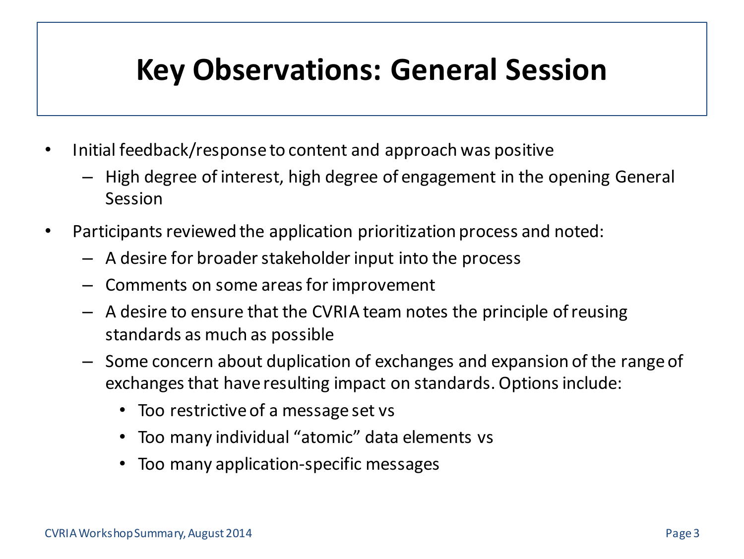# Key Observations: General Session

- Initial feedback/response to content and approach was positive
  - High degree of interest, high degree of engagement in the opening General Session
- Participants reviewed the application prioritization process and noted:
  - A desire for broader stakeholder input into the process
  - Comments on some areas for improvement
  - A desire to ensure that the CVRIA team notes the principle of reusing standards as much as possible
  - Some concern about duplication of exchanges and expansion of the range of exchanges that have resulting impact on standards. Options include:
    - Too restrictive of a message set vs
    - Too many individual "atomic" data elements vs
    - Too many application-specific messages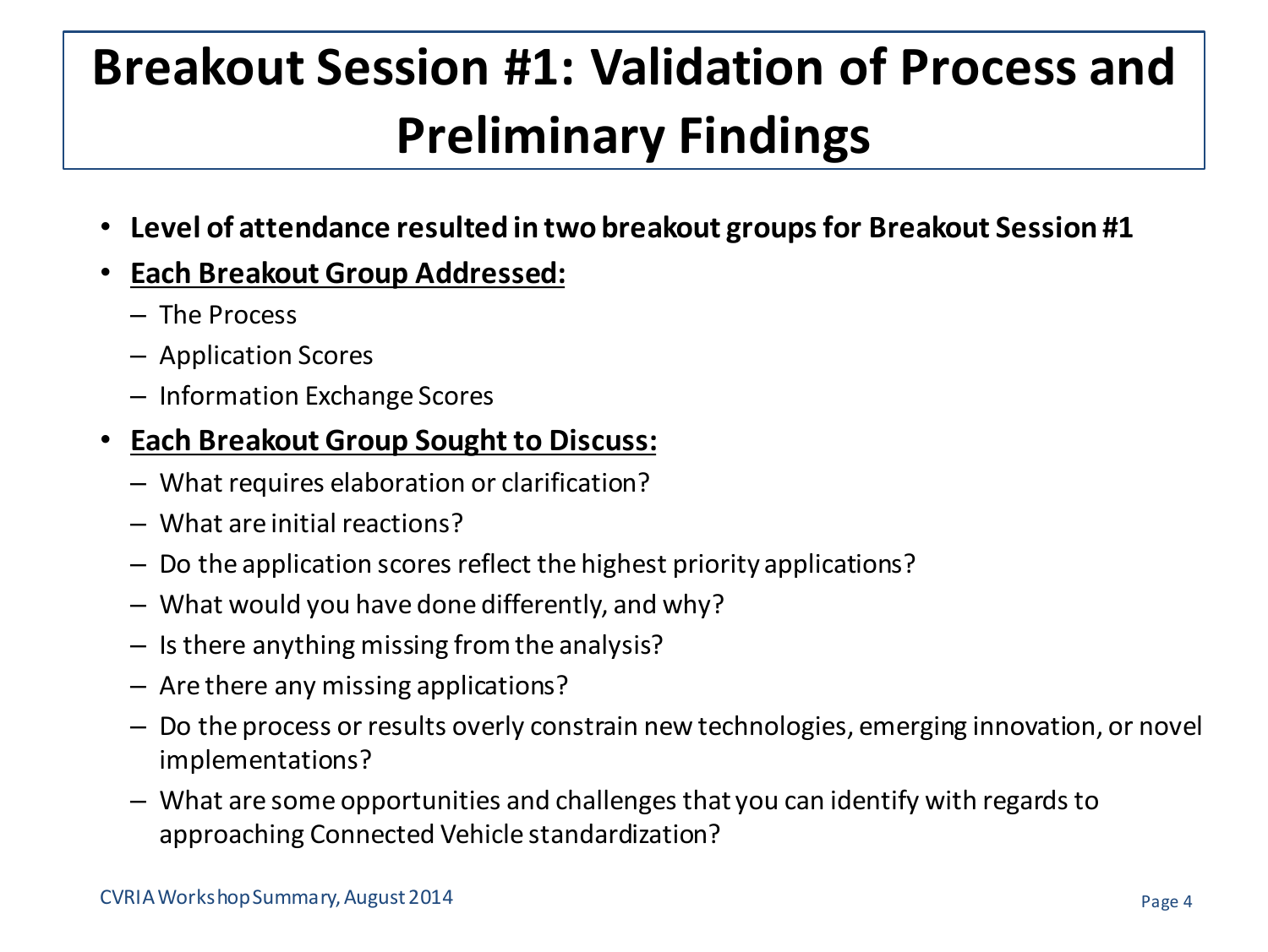# Breakout Session #1: Validation of Process and Preliminary Findings

- **Level of attendance resulted in two breakout groups for Breakout Session #1**
- **<u>Each Breakout Group Addressed:</u>**
  - The Process
  - Application Scores
  - Information Exchange Scores
- **<u>Each Breakout Group Sought to Discuss:</u>**
  - What requires elaboration or clarification?
  - What are initial reactions?
  - Do the application scores reflect the highest priority applications?
  - What would you have done differently, and why?
  - Is there anything missing from the analysis?
  - Are there any missing applications?
  - Do the process or results overly constrain new technologies, emerging innovation, or novel implementations?
  - What are some opportunities and challenges that you can identify with regards to approaching Connected Vehicle standardization?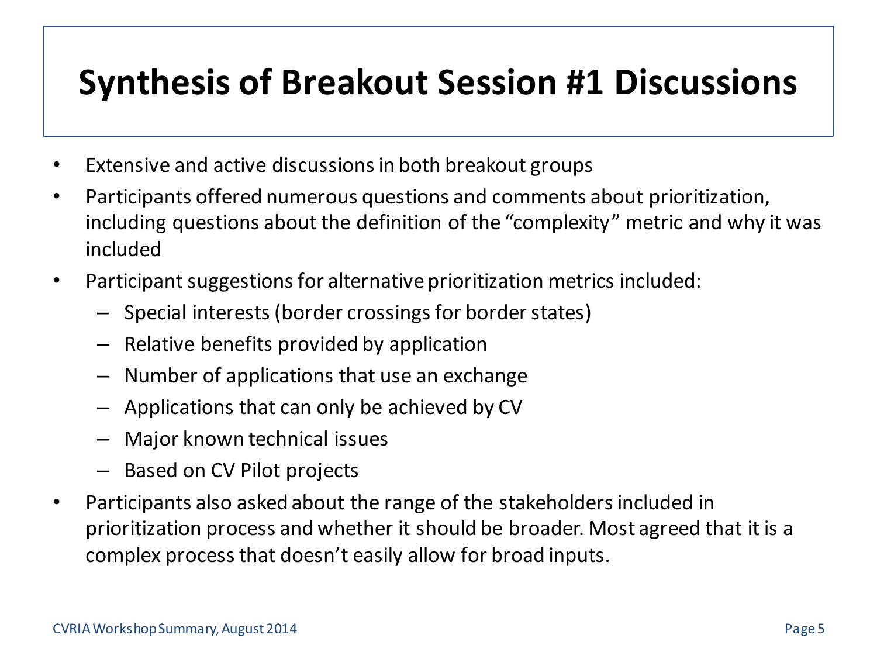# Synthesis of Breakout Session #1 Discussions

- Extensive and active discussions in both breakout groups
- Participants offered numerous questions and comments about prioritization, including questions about the definition of the "complexity" metric and why it was included
- Participant suggestions for alternative prioritization metrics included:
  - Special interests (border crossings for border states)
  - Relative benefits provided by application
  - Number of applications that use an exchange
  - Applications that can only be achieved by CV
  - Major known technical issues
  - Based on CV Pilot projects
- Participants also asked about the range of the stakeholders included in prioritization process and whether it should be broader. Most agreed that it is a complex process that doesn't easily allow for broad inputs.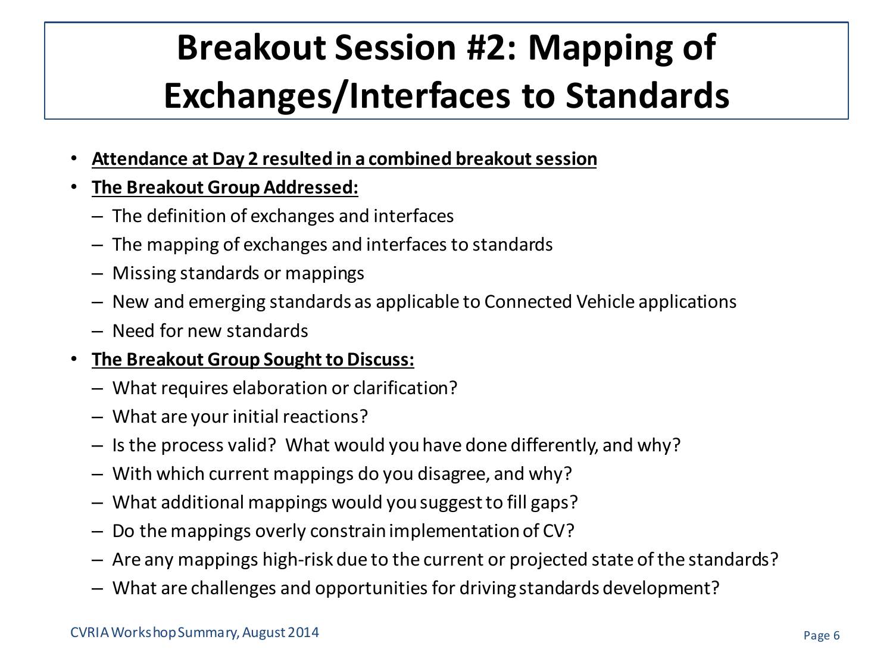# Breakout Session #2: Mapping of Exchanges/Interfaces to Standards

- **Attendance at Day 2 resulted in a combined breakout session**
- **The Breakout Group Addressed:**
  - The definition of exchanges and interfaces
  - The mapping of exchanges and interfaces to standards
  - Missing standards or mappings
  - New and emerging standards as applicable to Connected Vehicle applications
  - Need for new standards
- **The Breakout Group Sought to Discuss:**
  - What requires elaboration or clarification?
  - What are your initial reactions?
  - Is the process valid? What would you have done differently, and why?
  - With which current mappings do you disagree, and why?
  - What additional mappings would you suggest to fill gaps?
  - Do the mappings overly constrain implementation of CV?
  - Are any mappings high-risk due to the current or projected state of the standards?
  - What are challenges and opportunities for driving standards development?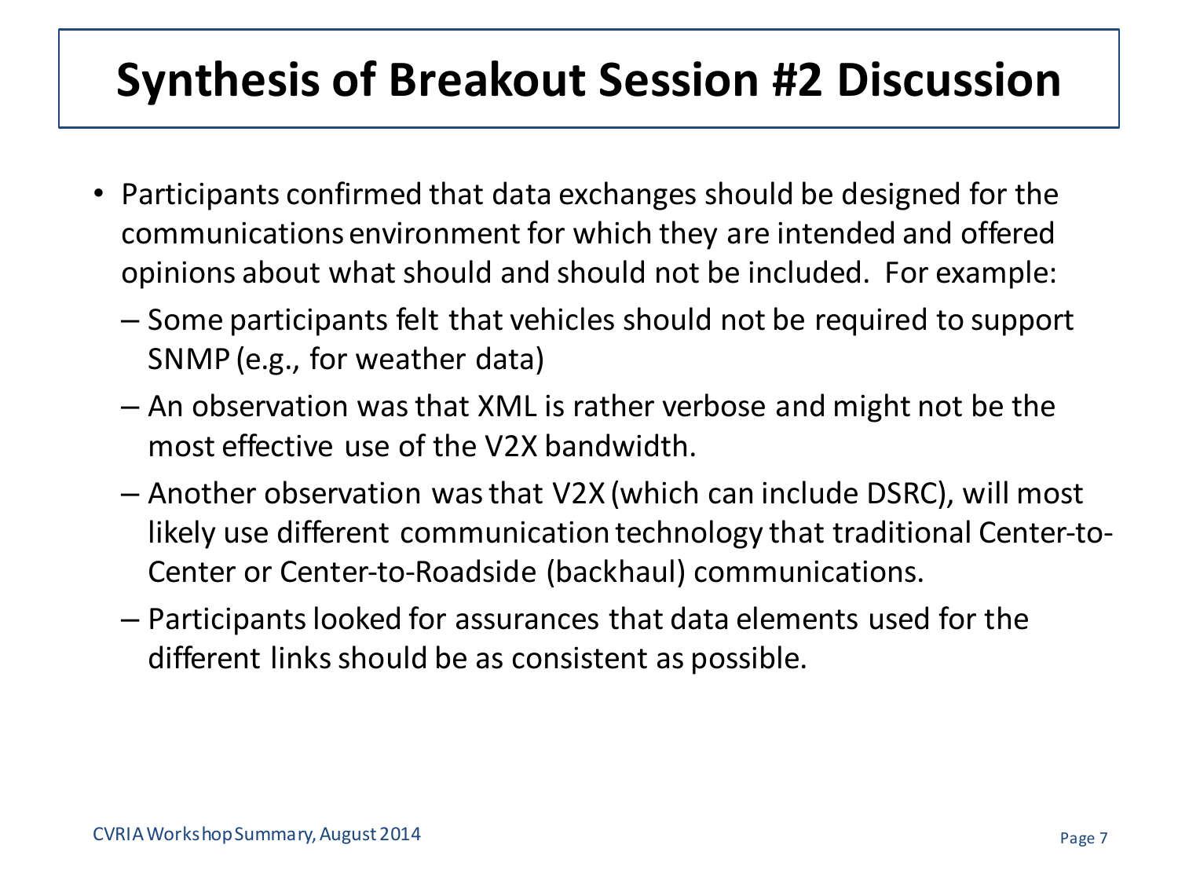# Synthesis of Breakout Session #2 Discussion

- Participants confirmed that data exchanges should be designed for the communications environment for which they are intended and offered opinions about what should and should not be included. For example:
  - Some participants felt that vehicles should not be required to support SNMP (e.g., for weather data)
  - An observation was that XML is rather verbose and might not be the most effective use of the V2X bandwidth.
  - Another observation was that V2X (which can include DSRC), will most likely use different communication technology that traditional Center-to-Center or Center-to-Roadside (backhaul) communications.
  - Participants looked for assurances that data elements used for the different links should be as consistent as possible.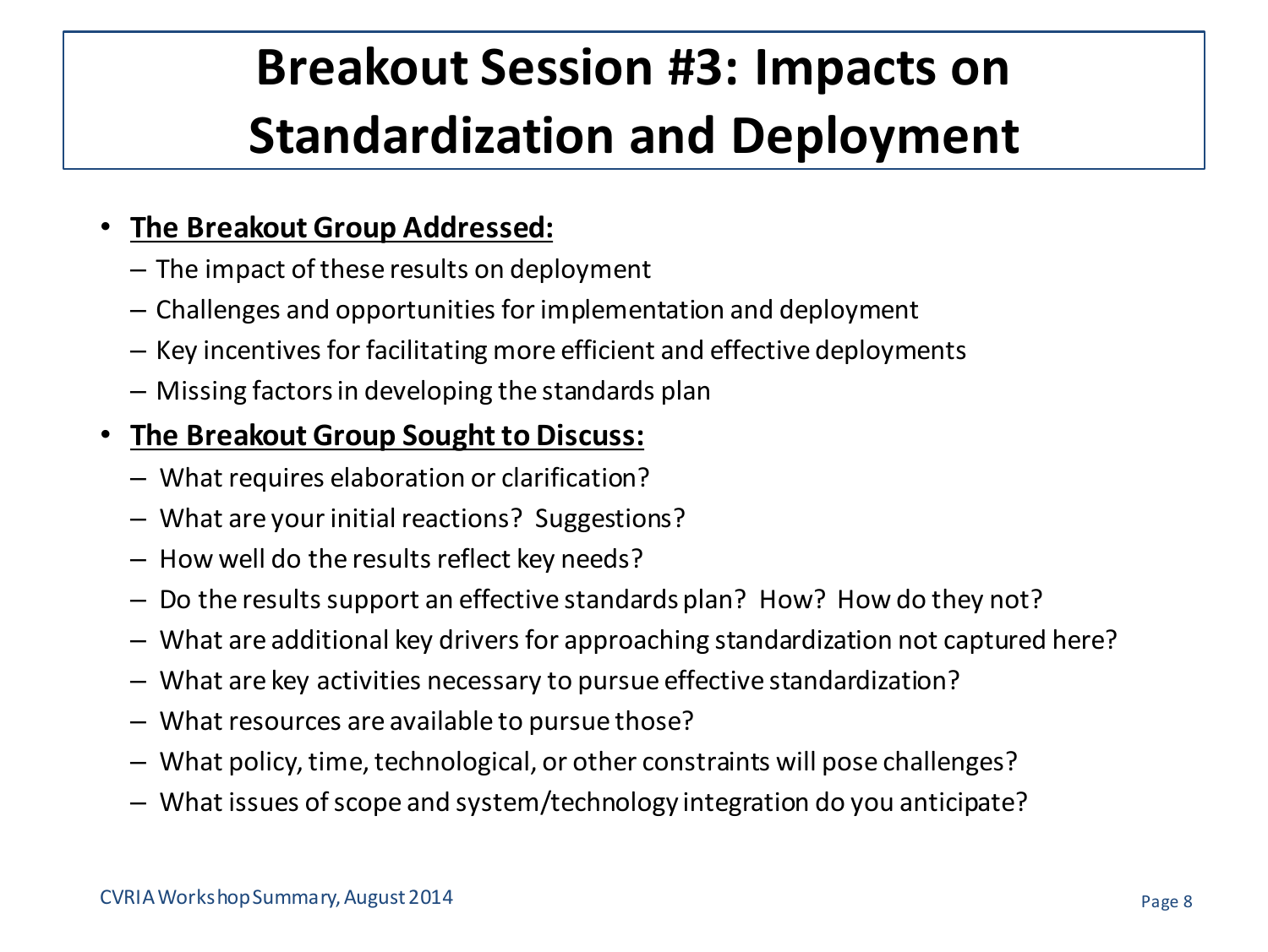# Breakout Session #3: Impacts on Standardization and Deployment

- **The Breakout Group Addressed:**
  - The impact of these results on deployment
  - Challenges and opportunities for implementation and deployment
  - Key incentives for facilitating more efficient and effective deployments
  - Missing factors in developing the standards plan
- **The Breakout Group Sought to Discuss:**
  - What requires elaboration or clarification?
  - What are your initial reactions? Suggestions?
  - How well do the results reflect key needs?
  - Do the results support an effective standards plan? How? How do they not?
  - What are additional key drivers for approaching standardization not captured here?
  - What are key activities necessary to pursue effective standardization?
  - What resources are available to pursue those?
  - What policy, time, technological, or other constraints will pose challenges?
  - What issues of scope and system/technology integration do you anticipate?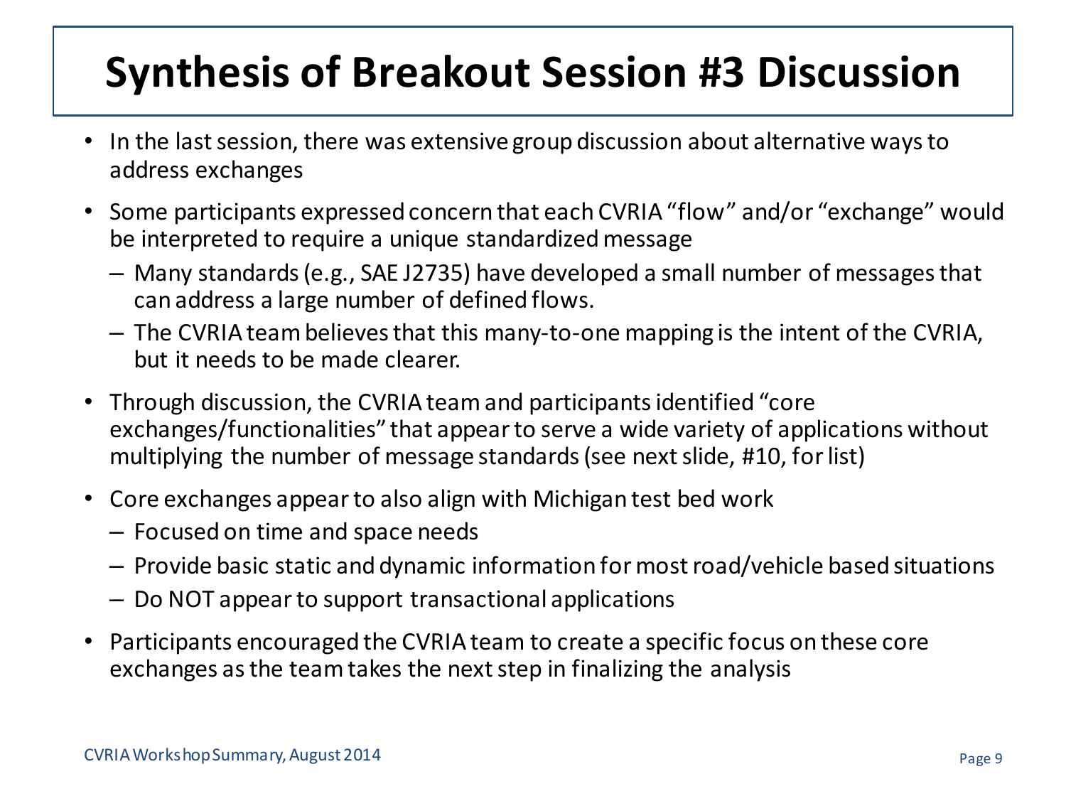# Synthesis of Breakout Session #3 Discussion

- In the last session, there was extensive group discussion about alternative ways to address exchanges
- Some participants expressed concern that each CVRIA "flow" and/or "exchange" would be interpreted to require a unique standardized message
  - Many standards (e.g., SAE J2735) have developed a small number of messages that can address a large number of defined flows.
  - The CVRIA team believes that this many-to-one mapping is the intent of the CVRIA, but it needs to be made clearer.
- Through discussion, the CVRIA team and participants identified "core exchanges/functionalities" that appear to serve a wide variety of applications without multiplying the number of message standards (see next slide, #10, for list)
- Core exchanges appear to also align with Michigan test bed work
  - Focused on time and space needs
  - Provide basic static and dynamic information for most road/vehicle based situations
  - Do NOT appear to support transactional applications
- Participants encouraged the CVRIA team to create a specific focus on these core exchanges as the team takes the next step in finalizing the analysis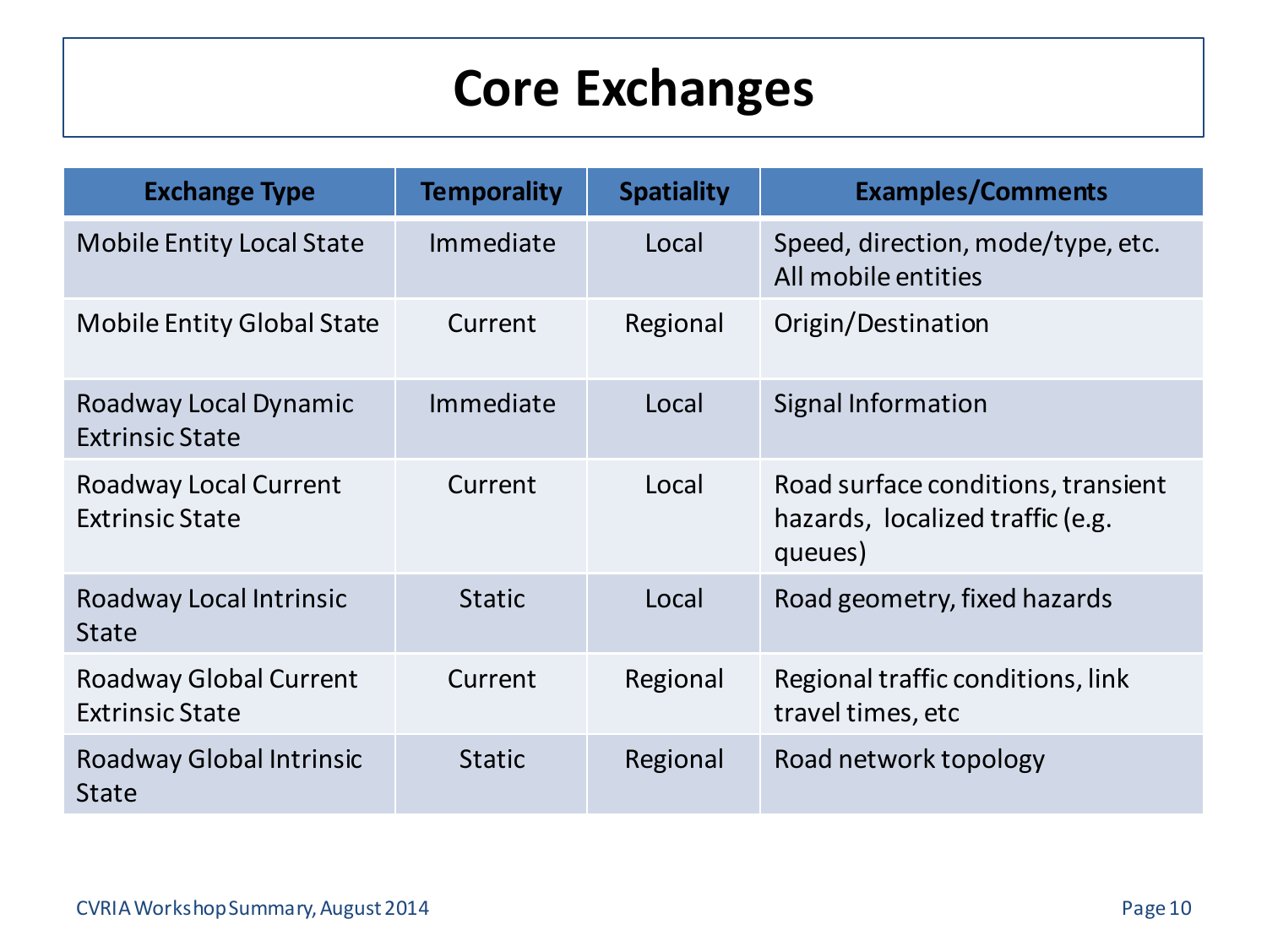# Core Exchanges

| Exchange Type | Temporality | Spatiality | Examples/Comments |
|---|---|---|---|
| Mobile Entity Local State | Immediate | Local | Speed, direction, mode/type, etc. All mobile entities |
| Mobile Entity Global State | Current | Regional | Origin/Destination |
| Roadway Local Dynamic Extrinsic State | Immediate | Local | Signal Information |
| Roadway Local Current Extrinsic State | Current | Local | Road surface conditions, transient hazards, localized traffic (e.g. queues) |
| Roadway Local Intrinsic State | Static | Local | Road geometry, fixed hazards |
| Roadway Global Current Extrinsic State | Current | Regional | Regional traffic conditions, link travel times, etc |
| Roadway Global Intrinsic State | Static | Regional | Road network topology |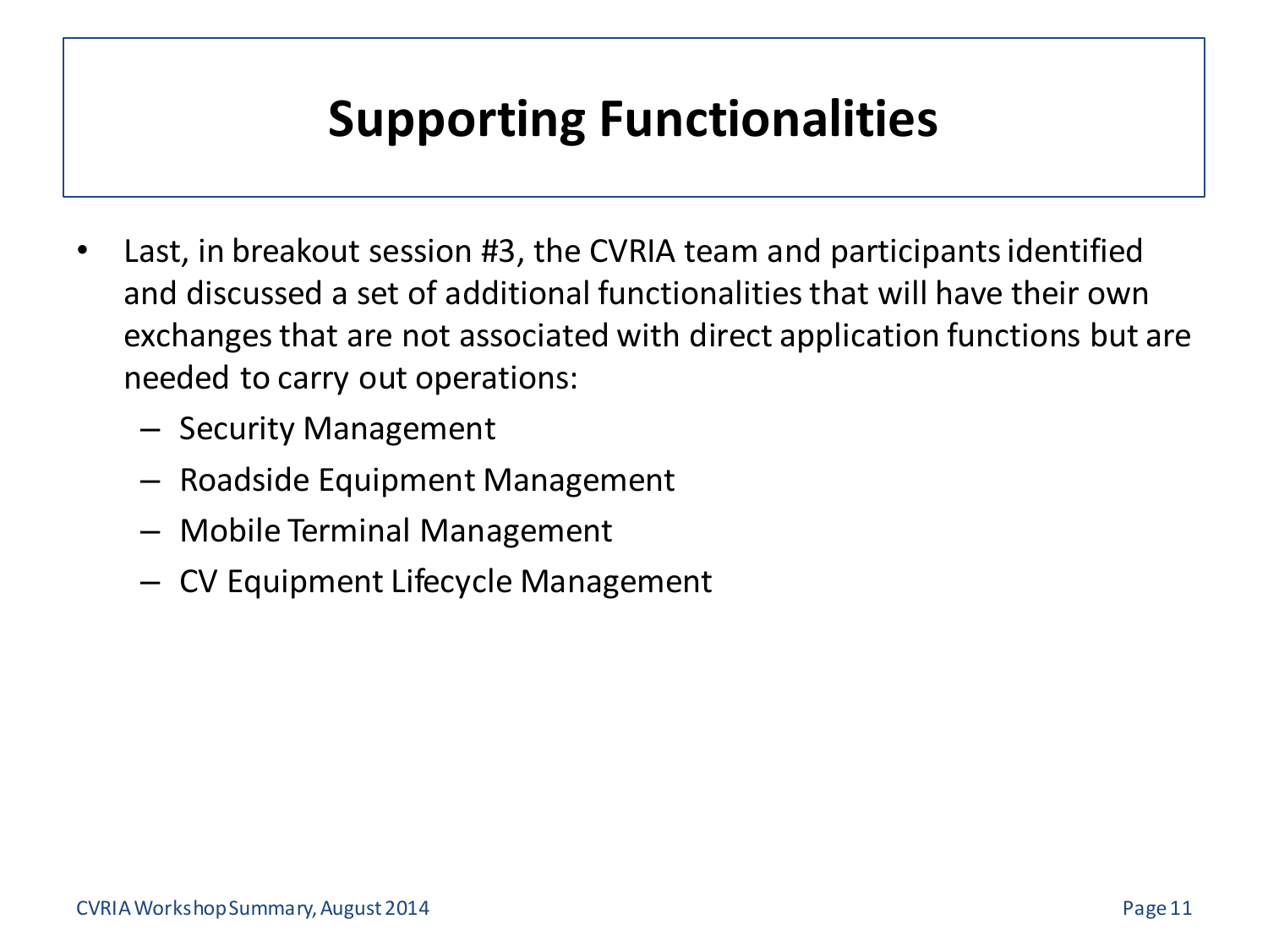# Supporting Functionalities

- Last, in breakout session #3, the CVRIA team and participants identified and discussed a set of additional functionalities that will have their own exchanges that are not associated with direct application functions but are needed to carry out operations:
  - Security Management
  - Roadside Equipment Management
  - Mobile Terminal Management
  - CV Equipment Lifecycle Management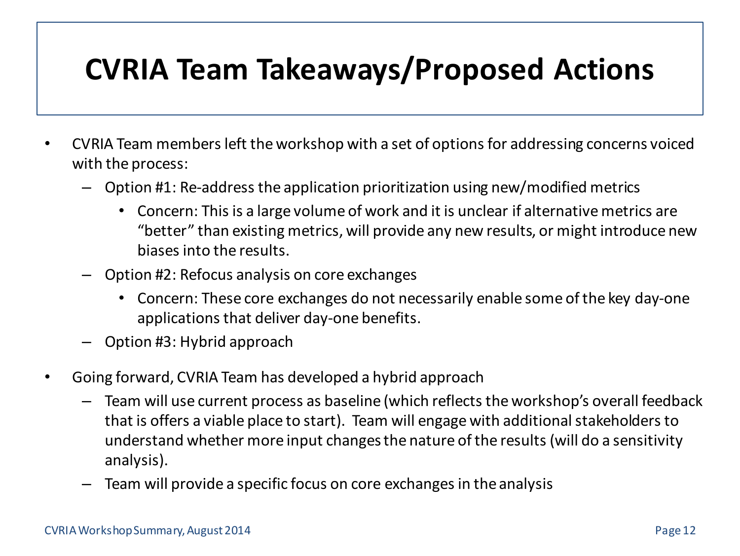# CVRIA Team Takeaways/Proposed Actions

- CVRIA Team members left the workshop with a set of options for addressing concerns voiced with the process:
  - Option #1: Re-address the application prioritization using new/modified metrics
    - Concern: This is a large volume of work and it is unclear if alternative metrics are "better" than existing metrics, will provide any new results, or might introduce new biases into the results.
  - Option #2: Refocus analysis on core exchanges
    - Concern: These core exchanges do not necessarily enable some of the key day-one applications that deliver day-one benefits.
  - Option #3: Hybrid approach

- Going forward, CVRIA Team has developed a hybrid approach
  - Team will use current process as baseline (which reflects the workshop's overall feedback that is offers a viable place to start). Team will engage with additional stakeholders to understand whether more input changes the nature of the results (will do a sensitivity analysis).
  - Team will provide a specific focus on core exchanges in the analysis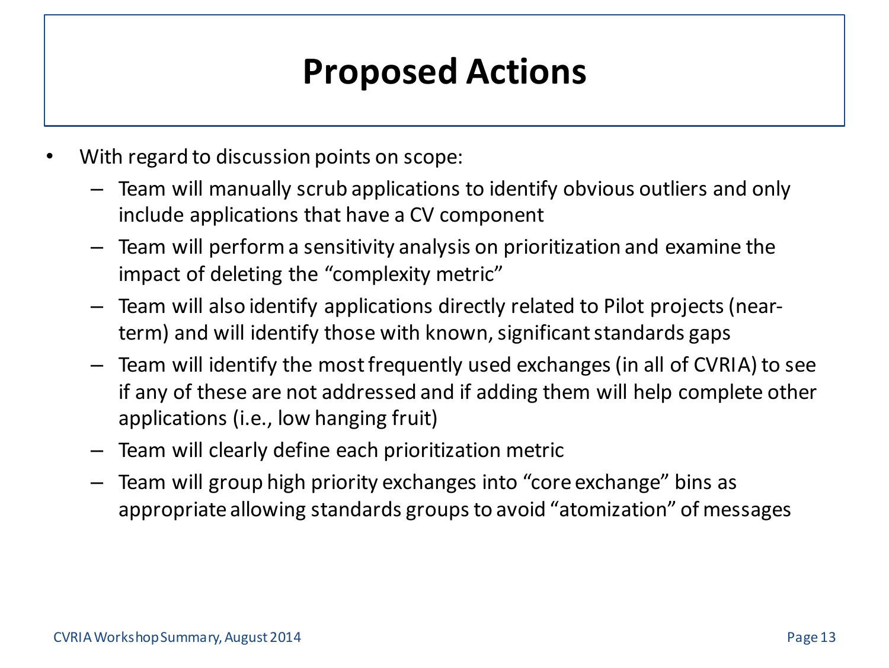# Proposed Actions

- With regard to discussion points on scope:
  - Team will manually scrub applications to identify obvious outliers and only include applications that have a CV component
  - Team will perform a sensitivity analysis on prioritization and examine the impact of deleting the “complexity metric”
  - Team will also identify applications directly related to Pilot projects (near-term) and will identify those with known, significant standards gaps
  - Team will identify the most frequently used exchanges (in all of CVRIA) to see if any of these are not addressed and if adding them will help complete other applications (i.e., low hanging fruit)
  - Team will clearly define each prioritization metric
  - Team will group high priority exchanges into “core exchange” bins as appropriate allowing standards groups to avoid “atomization” of messages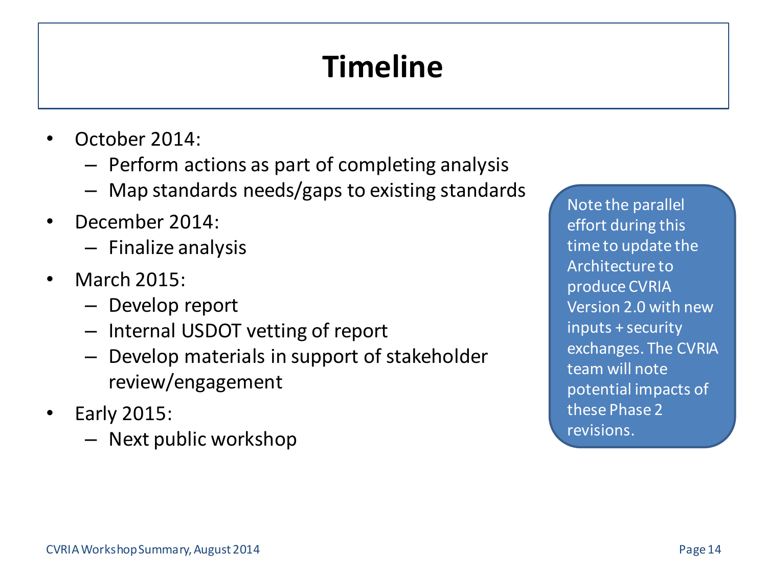# Timeline

- October 2014:
  - Perform actions as part of completing analysis
  - Map standards needs/gaps to existing standards
- December 2014:
  - Finalize analysis
- March 2015:
  - Develop report
  - Internal USDOT vetting of report
  - Develop materials in support of stakeholder review/engagement
- Early 2015:
  - Next public workshop

Note the parallel effort during this time to update the Architecture to produce CVRIA Version 2.0 with new inputs + security exchanges. The CVRIA team will note potential impacts of these Phase 2 revisions.